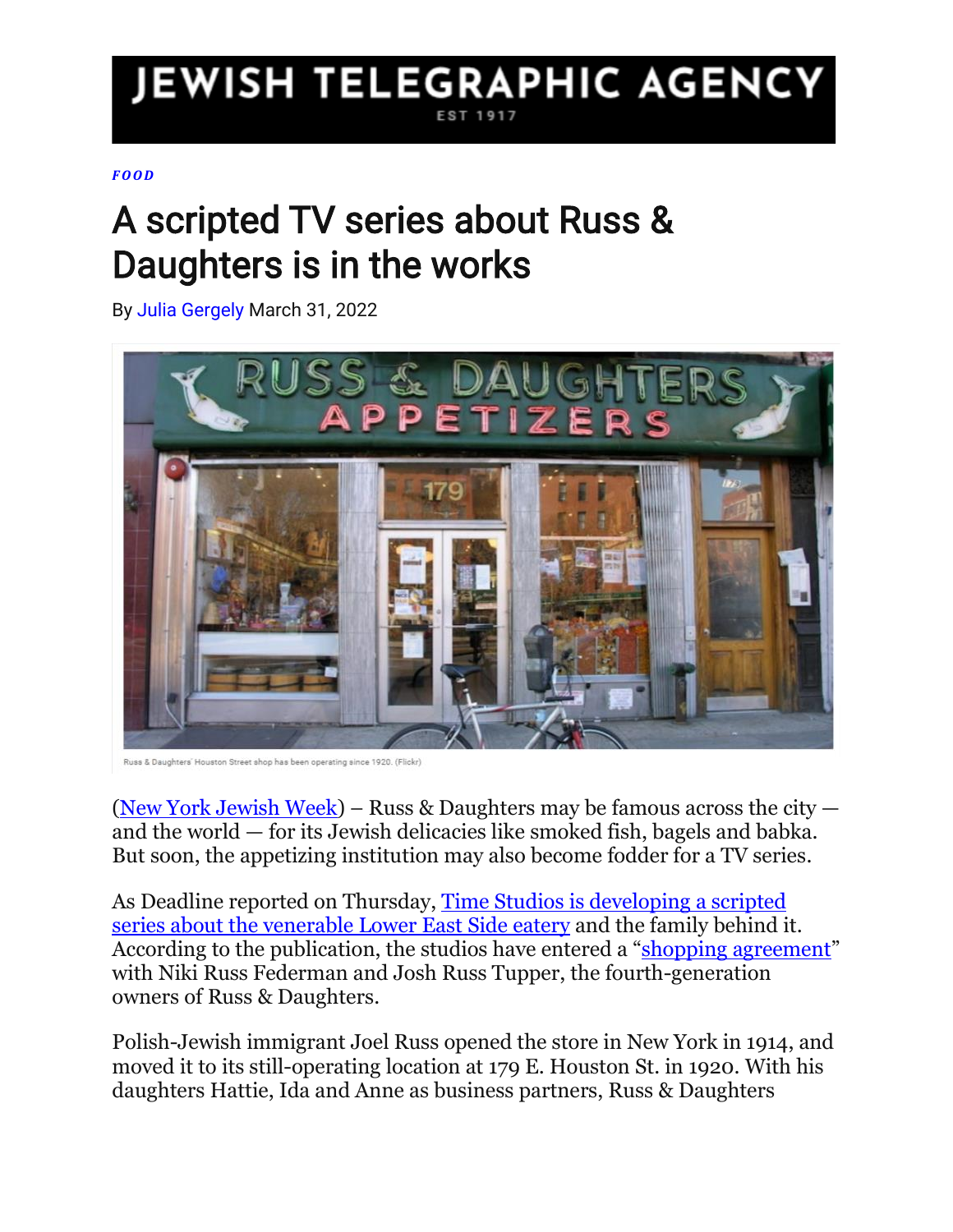JEWISH TELEGRAPHIC AGENCY

EST 1917

*FOOD*

# A scripted TV series about Russ & Daughters is in the works

By Julia Gergely March 31, 2022

Russ & Daughters' Houston Street shop has been operating since 1920. (Flickr)

(New York Jewish Week) – Russ & Daughters may be famous across the city — and the world — for its Jewish delicacies like smoked fish, bagels and babka. But soon, the appetizing institution may also become fodder for a TV series.

As Deadline reported on Thursday, Time Studios is developing a scripted series about the venerable Lower East Side eatery and the family behind it. According to the publication, the studios have entered a "shopping agreement" with Niki Russ Federman and Josh Russ Tupper, the fourth-generation owners of Russ & Daughters.

Polish-Jewish immigrant Joel Russ opened the store in New York in 1914, and moved it to its still-operating location at 179 E. Houston St. in 1920. With his daughters Hattie, Ida and Anne as business partners, Russ & Daughters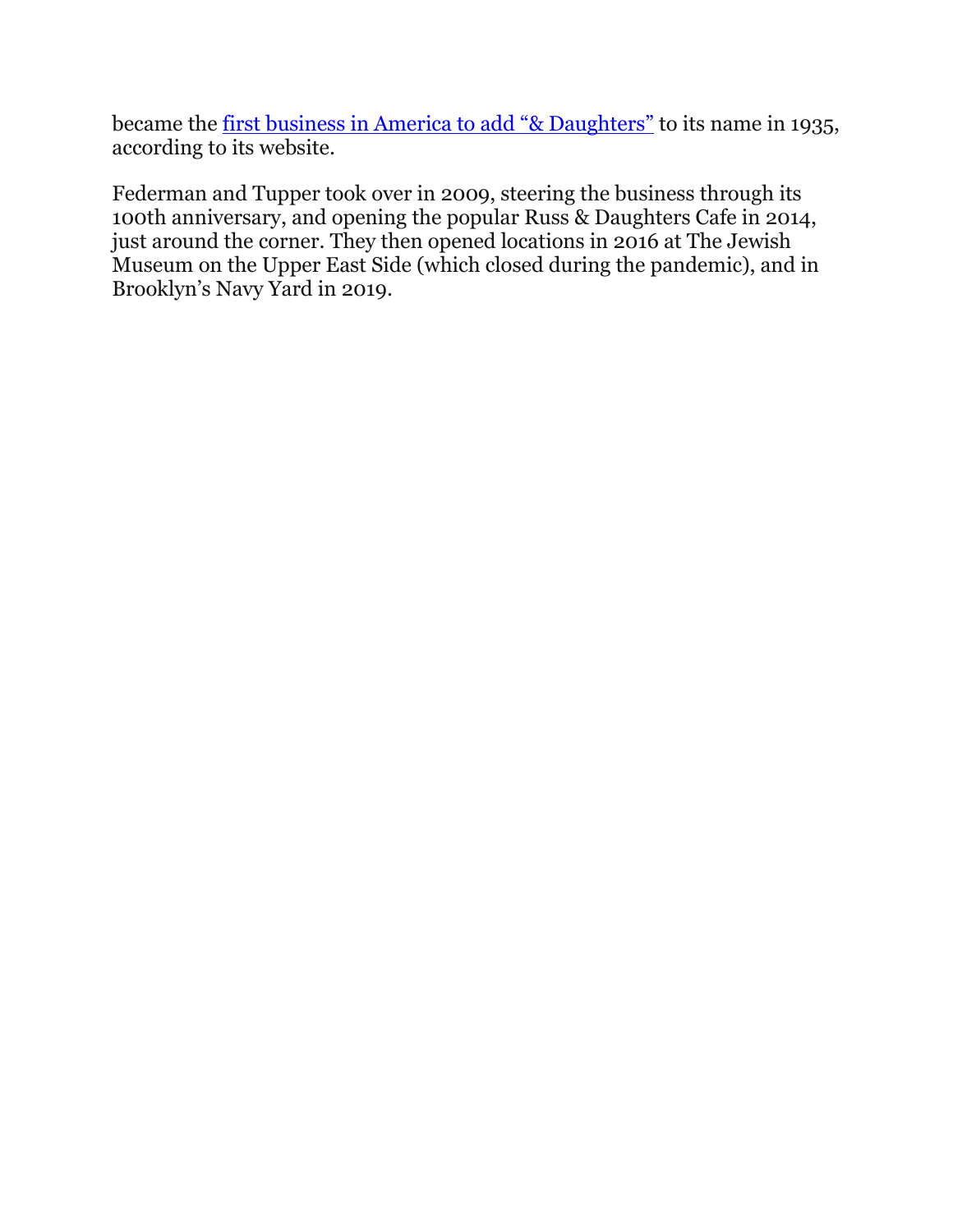became the first business in America to add “& Daughters” to its name in 1935, according to its website.

Federman and Tupper took over in 2009, steering the business through its 100th anniversary, and opening the popular Russ & Daughters Cafe in 2014, just around the corner. They then opened locations in 2016 at The Jewish Museum on the Upper East Side (which closed during the pandemic), and in Brooklyn’s Navy Yard in 2019.